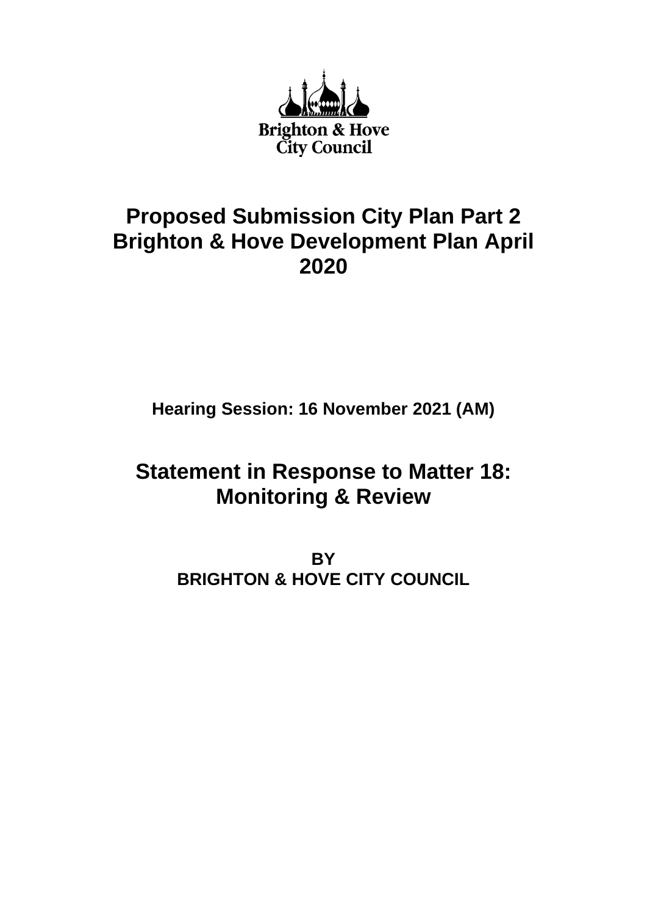Brighton & Hove
City Council

# Proposed Submission City Plan Part 2 Brighton & Hove Development Plan April 2020

**Hearing Session: 16 November 2021 (AM)**

## Statement in Response to Matter 18: Monitoring & Review

**BY**
**BRIGHTON & HOVE CITY COUNCIL**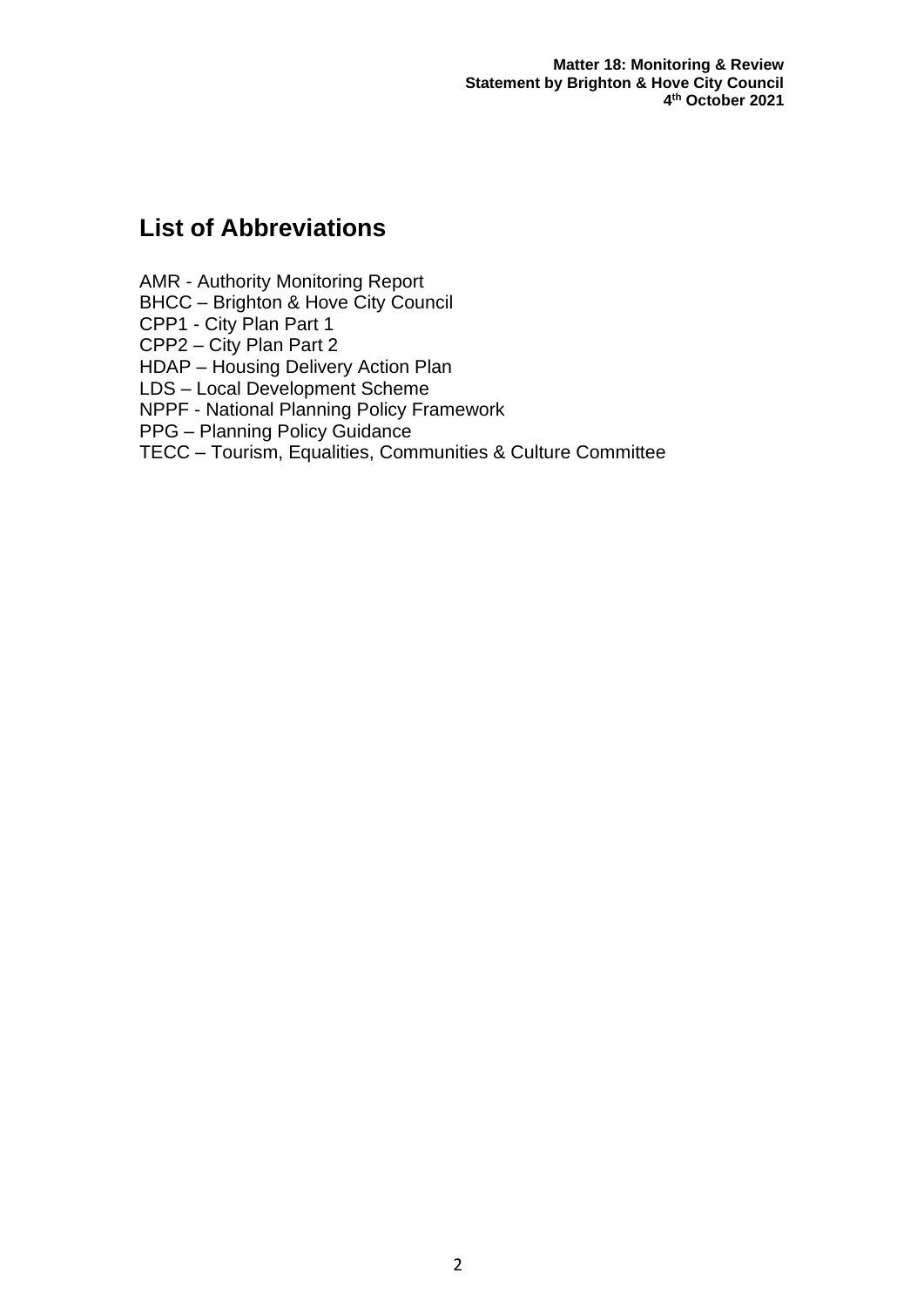## List of Abbreviations

AMR - Authority Monitoring Report
BHCC – Brighton & Hove City Council
CPP1 - City Plan Part 1
CPP2 – City Plan Part 2
HDAP – Housing Delivery Action Plan
LDS – Local Development Scheme
NPPF - National Planning Policy Framework
PPG – Planning Policy Guidance
TECC – Tourism, Equalities, Communities & Culture Committee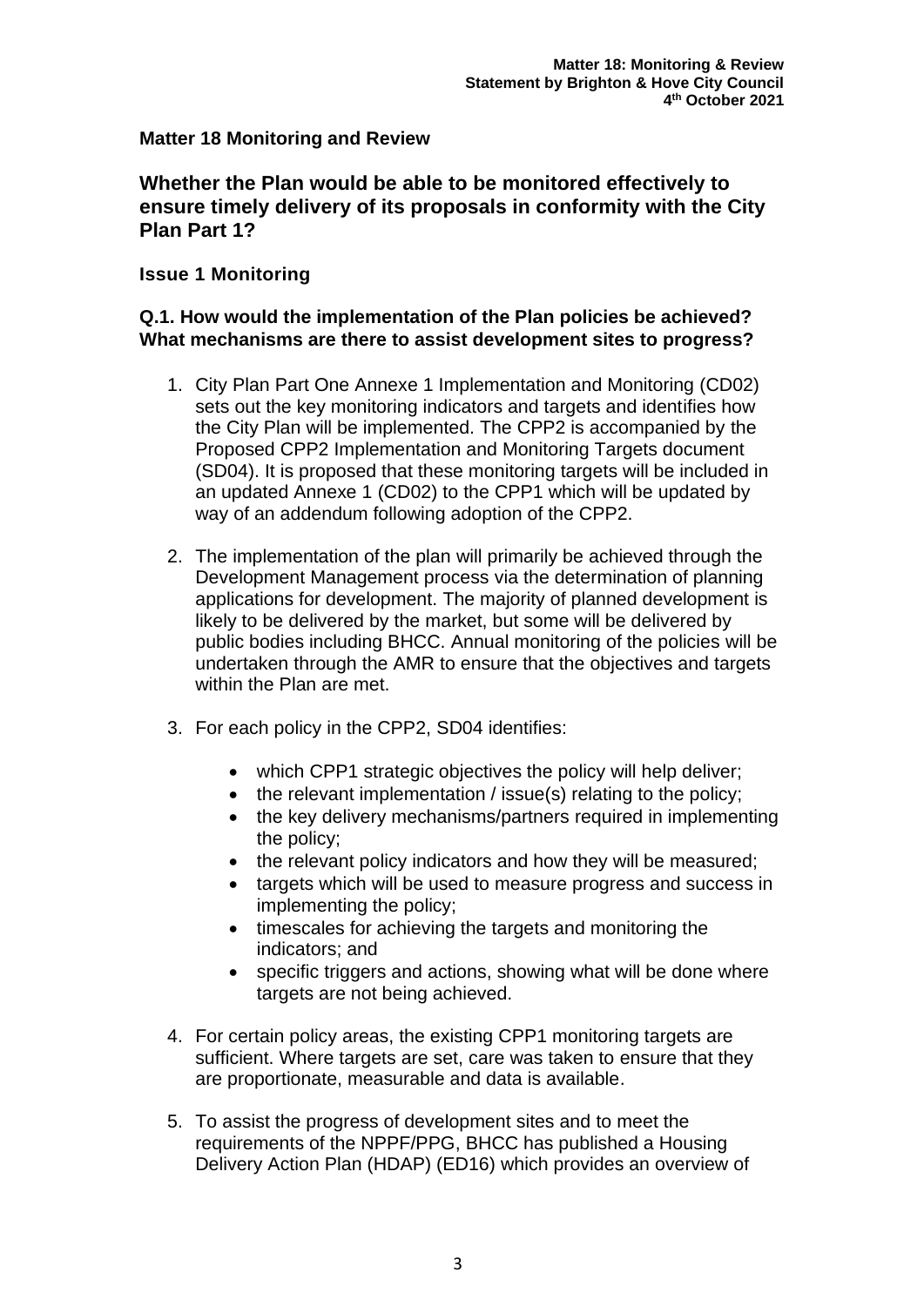## Matter 18 Monitoring and Review

# Whether the Plan would be able to be monitored effectively to ensure timely delivery of its proposals in conformity with the City Plan Part 1?

### Issue 1 Monitoring

### Q.1. How would the implementation of the Plan policies be achieved? What mechanisms are there to assist development sites to progress?

1. City Plan Part One Annexe 1 Implementation and Monitoring (CD02) sets out the key monitoring indicators and targets and identifies how the City Plan will be implemented. The CPP2 is accompanied by the Proposed CPP2 Implementation and Monitoring Targets document (SD04). It is proposed that these monitoring targets will be included in an updated Annexe 1 (CD02) to the CPP1 which will be updated by way of an addendum following adoption of the CPP2.

2. The implementation of the plan will primarily be achieved through the Development Management process via the determination of planning applications for development. The majority of planned development is likely to be delivered by the market, but some will be delivered by public bodies including BHCC. Annual monitoring of the policies will be undertaken through the AMR to ensure that the objectives and targets within the Plan are met.

3. For each policy in the CPP2, SD04 identifies:

    - which CPP1 strategic objectives the policy will help deliver;
    - the relevant implementation / issue(s) relating to the policy;
    - the key delivery mechanisms/partners required in implementing the policy;
    - the relevant policy indicators and how they will be measured;
    - targets which will be used to measure progress and success in implementing the policy;
    - timescales for achieving the targets and monitoring the indicators; and
    - specific triggers and actions, showing what will be done where targets are not being achieved.

4. For certain policy areas, the existing CPP1 monitoring targets are sufficient. Where targets are set, care was taken to ensure that they are proportionate, measurable and data is available.

5. To assist the progress of development sites and to meet the requirements of the NPPF/PPG, BHCC has published a Housing Delivery Action Plan (HDAP) (ED16) which provides an overview of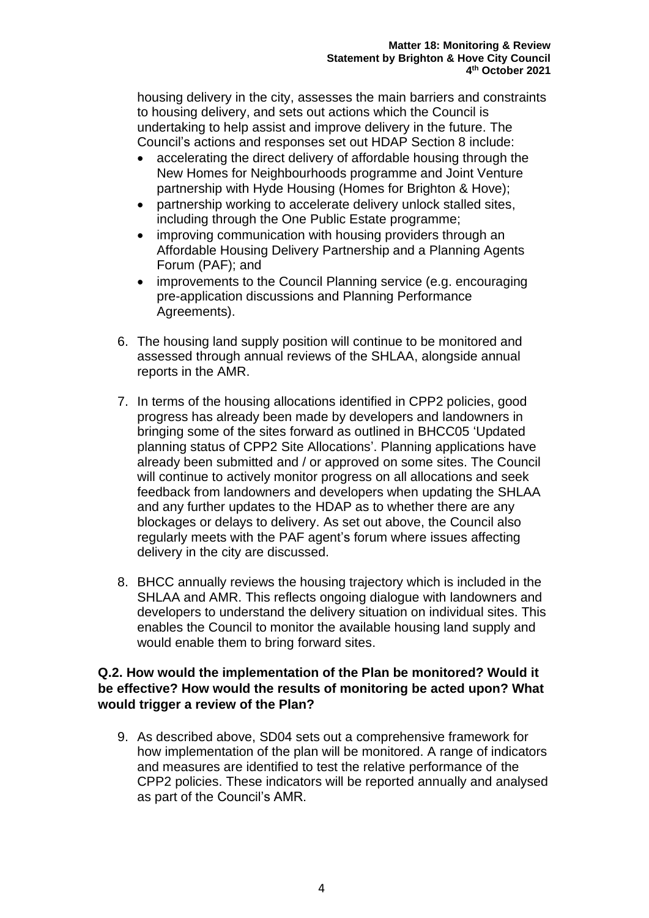housing delivery in the city, assesses the main barriers and constraints to housing delivery, and sets out actions which the Council is undertaking to help assist and improve delivery in the future. The Council's actions and responses set out HDAP Section 8 include:

- accelerating the direct delivery of affordable housing through the New Homes for Neighbourhoods programme and Joint Venture partnership with Hyde Housing (Homes for Brighton & Hove);
- partnership working to accelerate delivery unlock stalled sites, including through the One Public Estate programme;
- improving communication with housing providers through an Affordable Housing Delivery Partnership and a Planning Agents Forum (PAF); and
- improvements to the Council Planning service (e.g. encouraging pre-application discussions and Planning Performance Agreements).

6. The housing land supply position will continue to be monitored and assessed through annual reviews of the SHLAA, alongside annual reports in the AMR.

7. In terms of the housing allocations identified in CPP2 policies, good progress has already been made by developers and landowners in bringing some of the sites forward as outlined in BHCC05 'Updated planning status of CPP2 Site Allocations'. Planning applications have already been submitted and / or approved on some sites. The Council will continue to actively monitor progress on all allocations and seek feedback from landowners and developers when updating the SHLAA and any further updates to the HDAP as to whether there are any blockages or delays to delivery. As set out above, the Council also regularly meets with the PAF agent's forum where issues affecting delivery in the city are discussed.

8. BHCC annually reviews the housing trajectory which is included in the SHLAA and AMR. This reflects ongoing dialogue with landowners and developers to understand the delivery situation on individual sites. This enables the Council to monitor the available housing land supply and would enable them to bring forward sites.

**Q.2. How would the implementation of the Plan be monitored? Would it be effective? How would the results of monitoring be acted upon? What would trigger a review of the Plan?**

9. As described above, SD04 sets out a comprehensive framework for how implementation of the plan will be monitored. A range of indicators and measures are identified to test the relative performance of the CPP2 policies. These indicators will be reported annually and analysed as part of the Council's AMR.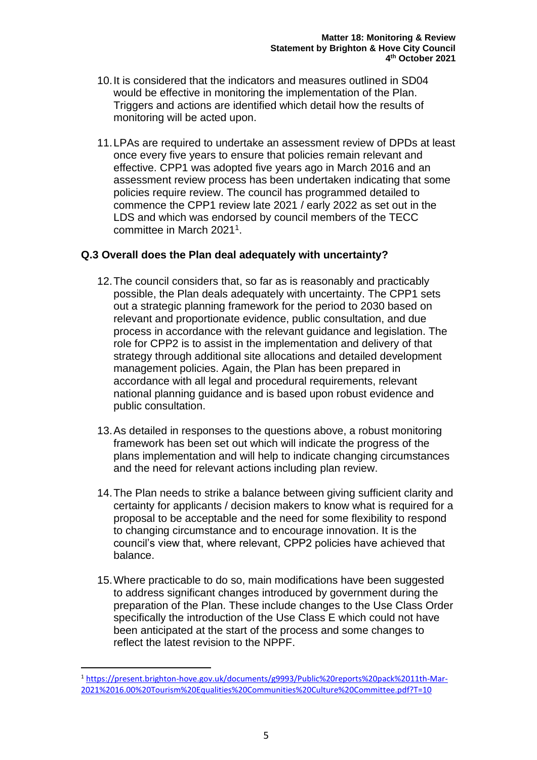10. It is considered that the indicators and measures outlined in SD04 would be effective in monitoring the implementation of the Plan. Triggers and actions are identified which detail how the results of monitoring will be acted upon.

11. LPAs are required to undertake an assessment review of DPDs at least once every five years to ensure that policies remain relevant and effective. CPP1 was adopted five years ago in March 2016 and an assessment review process has been undertaken indicating that some policies require review. The council has programmed detailed to commence the CPP1 review late 2021 / early 2022 as set out in the LDS and which was endorsed by council members of the TECC committee in March 2021[1].

**Q.3 Overall does the Plan deal adequately with uncertainty?**

12. The council considers that, so far as is reasonably and practicably possible, the Plan deals adequately with uncertainty. The CPP1 sets out a strategic planning framework for the period to 2030 based on relevant and proportionate evidence, public consultation, and due process in accordance with the relevant guidance and legislation. The role for CPP2 is to assist in the implementation and delivery of that strategy through additional site allocations and detailed development management policies. Again, the Plan has been prepared in accordance with all legal and procedural requirements, relevant national planning guidance and is based upon robust evidence and public consultation.

13. As detailed in responses to the questions above, a robust monitoring framework has been set out which will indicate the progress of the plans implementation and will help to indicate changing circumstances and the need for relevant actions including plan review.

14. The Plan needs to strike a balance between giving sufficient clarity and certainty for applicants / decision makers to know what is required for a proposal to be acceptable and the need for some flexibility to respond to changing circumstance and to encourage innovation. It is the council's view that, where relevant, CPP2 policies have achieved that balance.

15. Where practicable to do so, main modifications have been suggested to address significant changes introduced by government during the preparation of the Plan. These include changes to the Use Class Order specifically the introduction of the Use Class E which could not have been anticipated at the start of the process and some changes to reflect the latest revision to the NPPF.

---

[1] https://present.brighton-hove.gov.uk/documents/g9993/Public%20reports%20pack%2011th-Mar-2021%2016.00%20Tourism%20Equalities%20Communities%20Culture%20Committee.pdf?T=10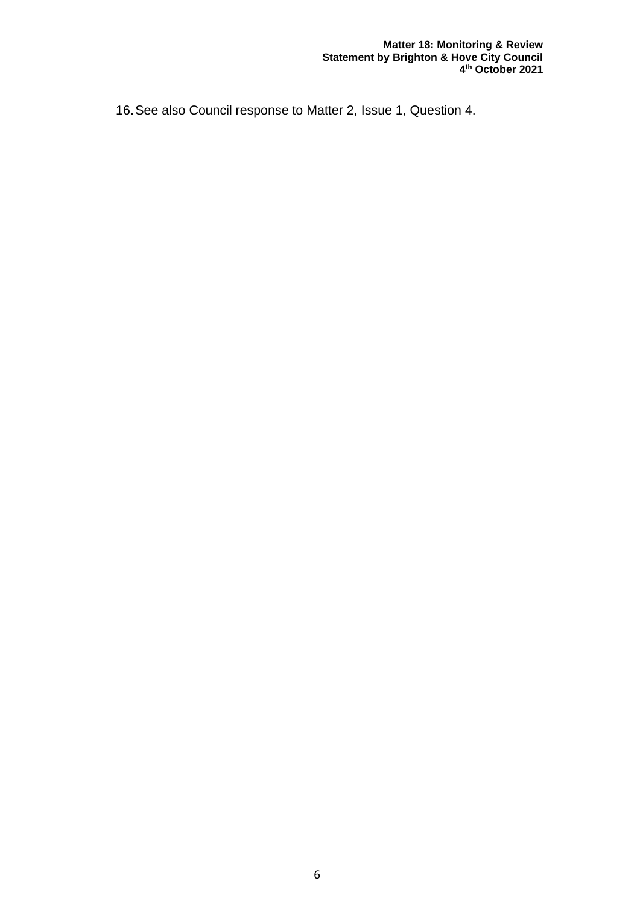16. See also Council response to Matter 2, Issue 1, Question 4.